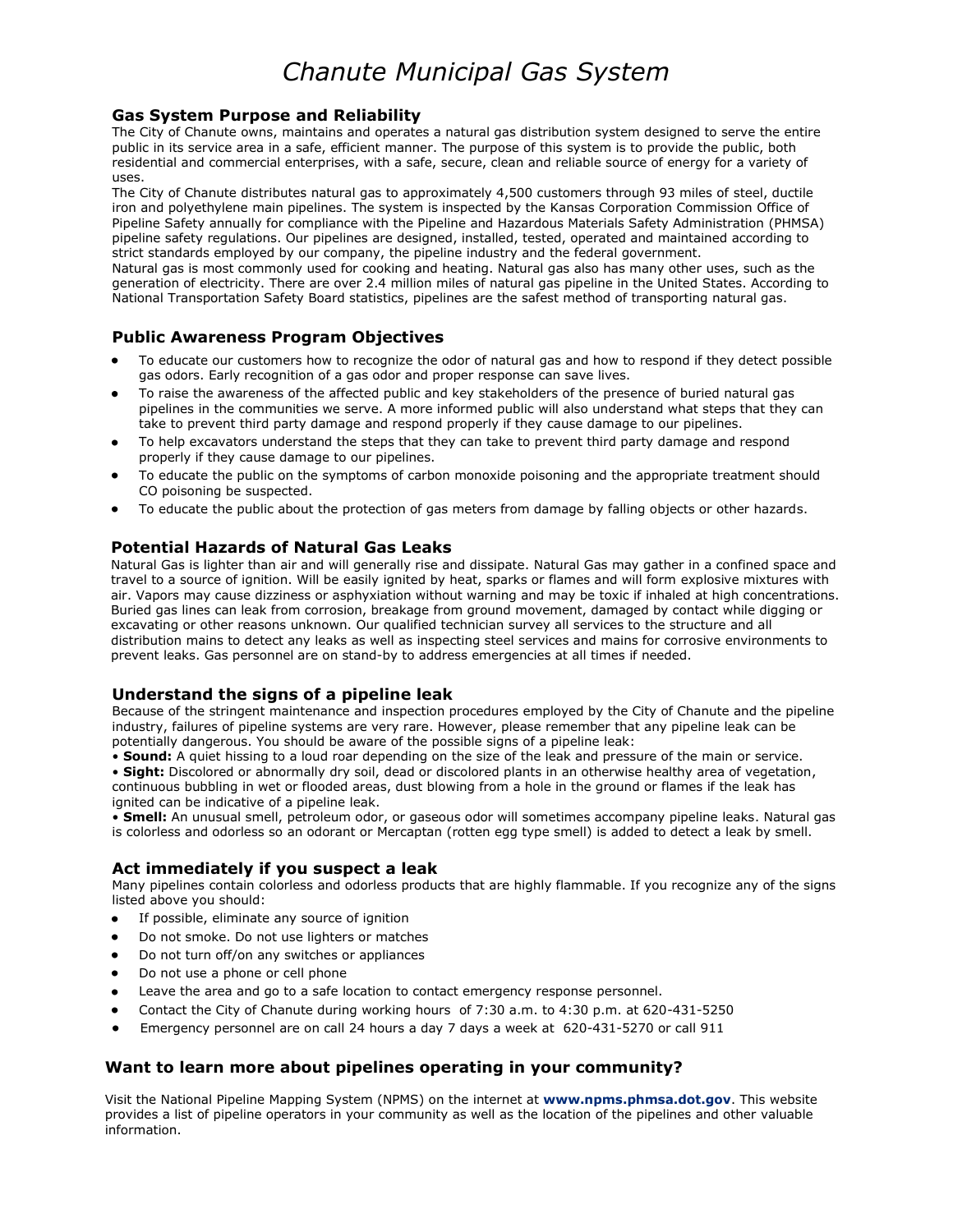# *Chanute Municipal Gas System*

## Gas System Purpose and Reliability

The City of Chanute owns, maintains and operates a natural gas distribution system designed to serve the entire public in its service area in a safe, efficient manner. The purpose of this system is to provide the public, both residential and commercial enterprises, with a safe, secure, clean and reliable source of energy for a variety of uses.

The City of Chanute distributes natural gas to approximately 4,500 customers through 93 miles of steel, ductile iron and polyethylene main pipelines. The system is inspected by the Kansas Corporation Commission Office of Pipeline Safety annually for compliance with the Pipeline and Hazardous Materials Safety Administration (PHMSA) pipeline safety regulations. Our pipelines are designed, installed, tested, operated and maintained according to strict standards employed by our company, the pipeline industry and the federal government.

Natural gas is most commonly used for cooking and heating. Natural gas also has many other uses, such as the generation of electricity. There are over 2.4 million miles of natural gas pipeline in the United States. According to National Transportation Safety Board statistics, pipelines are the safest method of transporting natural gas.

## Public Awareness Program Objectives

- To educate our customers how to recognize the odor of natural gas and how to respond if they detect possible gas odors. Early recognition of a gas odor and proper response can save lives.
- To raise the awareness of the affected public and key stakeholders of the presence of buried natural gas pipelines in the communities we serve. A more informed public will also understand what steps that they can take to prevent third party damage and respond properly if they cause damage to our pipelines.
- To help excavators understand the steps that they can take to prevent third party damage and respond properly if they cause damage to our pipelines.
- To educate the public on the symptoms of carbon monoxide poisoning and the appropriate treatment should CO poisoning be suspected.
- To educate the public about the protection of gas meters from damage by falling objects or other hazards.

## Potential Hazards of Natural Gas Leaks

Natural Gas is lighter than air and will generally rise and dissipate. Natural Gas may gather in a confined space and travel to a source of ignition. Will be easily ignited by heat, sparks or flames and will form explosive mixtures with air. Vapors may cause dizziness or asphyxiation without warning and may be toxic if inhaled at high concentrations. Buried gas lines can leak from corrosion, breakage from ground movement, damaged by contact while digging or excavating or other reasons unknown. Our qualified technician survey all services to the structure and all distribution mains to detect any leaks as well as inspecting steel services and mains for corrosive environments to prevent leaks. Gas personnel are on stand-by to address emergencies at all times if needed.

## Understand the signs of a pipeline leak

Because of the stringent maintenance and inspection procedures employed by the City of Chanute and the pipeline industry, failures of pipeline systems are very rare. However, please remember that any pipeline leak can be potentially dangerous. You should be aware of the possible signs of a pipeline leak:

- **Sound:** A quiet hissing to a loud roar depending on the size of the leak and pressure of the main or service.
- **Sight:** Discolored or abnormally dry soil, dead or discolored plants in an otherwise healthy area of vegetation, continuous bubbling in wet or flooded areas, dust blowing from a hole in the ground or flames if the leak has ignited can be indicative of a pipeline leak.
- **Smell:** An unusual smell, petroleum odor, or gaseous odor will sometimes accompany pipeline leaks. Natural gas is colorless and odorless so an odorant or Mercaptan (rotten egg type smell) is added to detect a leak by smell.

## Act immediately if you suspect a leak

Many pipelines contain colorless and odorless products that are highly flammable. If you recognize any of the signs listed above you should:

- If possible, eliminate any source of ignition
- Do not smoke. Do not use lighters or matches
- Do not turn off/on any switches or appliances
- Do not use a phone or cell phone
- Leave the area and go to a safe location to contact emergency response personnel.
- Contact the City of Chanute during working hours of 7:30 a.m. to 4:30 p.m. at 620-431-5250
- Emergency personnel are on call 24 hours a day 7 days a week at 620-431-5270 or call 911

## Want to learn more about pipelines operating in your community?

Visit the National Pipeline Mapping System (NPMS) on the internet at **www.npms.phmsa.dot.gov**. This website provides a list of pipeline operators in your community as well as the location of the pipelines and other valuable information.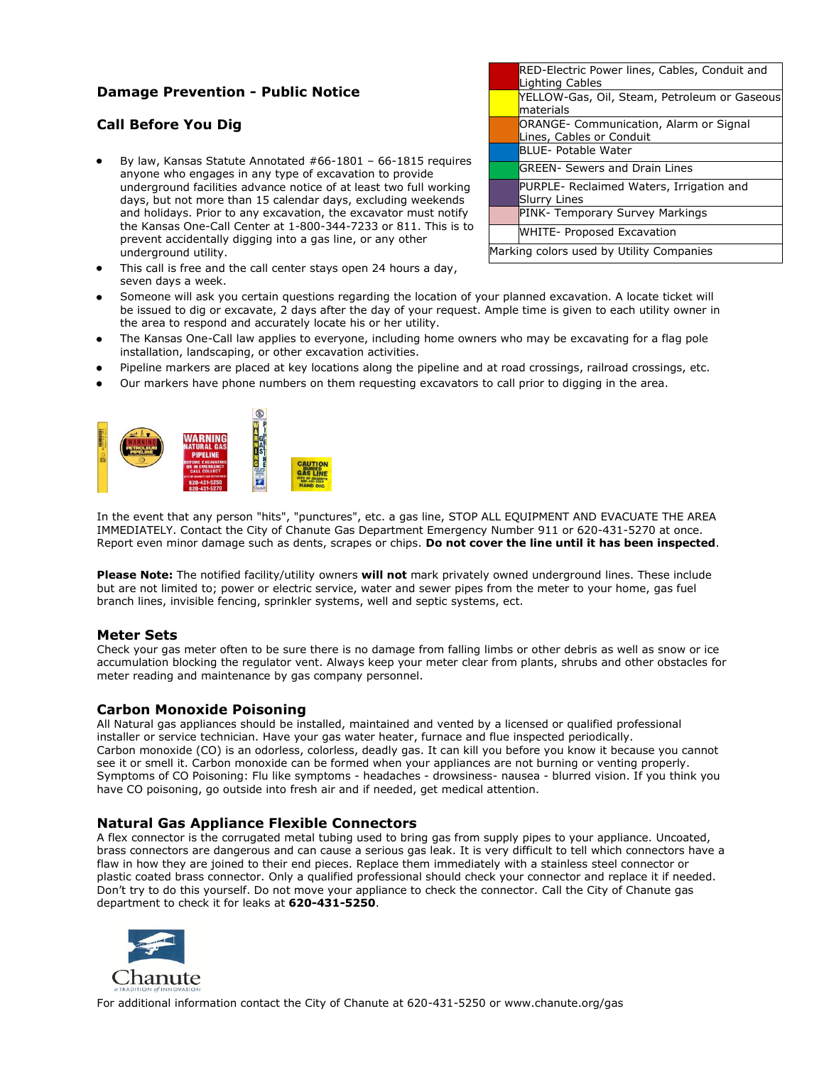## Damage Prevention - Public Notice

## Call Before You Dig

| | |
|---|---|
| | RED-Electric Power lines, Cables, Conduit and Lighting Cables |
| | YELLOW-Gas, Oil, Steam, Petroleum or Gaseous materials |
| | ORANGE- Communication, Alarm or Signal Lines, Cables or Conduit |
| | BLUE- Potable Water |
| | GREEN- Sewers and Drain Lines |
| | PURPLE- Reclaimed Waters, Irrigation and Slurry Lines |
| | PINK- Temporary Survey Markings |
| | WHITE- Proposed Excavation |

Marking colors used by Utility Companies

- By law, Kansas Statute Annotated #66-1801 – 66-1815 requires anyone who engages in any type of excavation to provide underground facilities advance notice of at least two full working days, but not more than 15 calendar days, excluding weekends and holidays. Prior to any excavation, the excavator must notify the Kansas One-Call Center at 1-800-344-7233 or 811. This is to prevent accidentally digging into a gas line, or any other underground utility.
- This call is free and the call center stays open 24 hours a day, seven days a week.
- Someone will ask you certain questions regarding the location of your planned excavation. A locate ticket will be issued to dig or excavate, 2 days after the day of your request. Ample time is given to each utility owner in the area to respond and accurately locate his or her utility.
- The Kansas One-Call law applies to everyone, including home owners who may be excavating for a flag pole installation, landscaping, or other excavation activities.
- Pipeline markers are placed at key locations along the pipeline and at road crossings, railroad crossings, etc.
- Our markers have phone numbers on them requesting excavators to call prior to digging in the area.

In the event that any person "hits", "punctures", etc. a gas line, STOP ALL EQUIPMENT AND EVACUATE THE AREA IMMEDIATELY. Contact the City of Chanute Gas Department Emergency Number 911 or 620-431-5270 at once. Report even minor damage such as dents, scrapes or chips. **Do not cover the line until it has been inspected**.

**Please Note:** The notified facility/utility owners **will not** mark privately owned underground lines. These include but are not limited to; power or electric service, water and sewer pipes from the meter to your home, gas fuel branch lines, invisible fencing, sprinkler systems, well and septic systems, ect.

### Meter Sets

Check your gas meter often to be sure there is no damage from falling limbs or other debris as well as snow or ice accumulation blocking the regulator vent. Always keep your meter clear from plants, shrubs and other obstacles for meter reading and maintenance by gas company personnel.

### Carbon Monoxide Poisoning

All Natural gas appliances should be installed, maintained and vented by a licensed or qualified professional installer or service technician. Have your gas water heater, furnace and flue inspected periodically.
Carbon monoxide (CO) is an odorless, colorless, deadly gas. It can kill you before you know it because you cannot see it or smell it. Carbon monoxide can be formed when your appliances are not burning or venting properly.
Symptoms of CO Poisoning: Flu like symptoms - headaches - drowsiness- nausea - blurred vision. If you think you have CO poisoning, go outside into fresh air and if needed, get medical attention.

### Natural Gas Appliance Flexible Connectors

A flex connector is the corrugated metal tubing used to bring gas from supply pipes to your appliance. Uncoated, brass connectors are dangerous and can cause a serious gas leak. It is very difficult to tell which connectors have a flaw in how they are joined to their end pieces. Replace them immediately with a stainless steel connector or plastic coated brass connector. Only a qualified professional should check your connector and replace it if needed. Don't try to do this yourself. Do not move your appliance to check the connector. Call the City of Chanute gas department to check it for leaks at **620-431-5250**.

Chanute
a TRADITION of INNOVATION

For additional information contact the City of Chanute at 620-431-5250 or www.chanute.org/gas